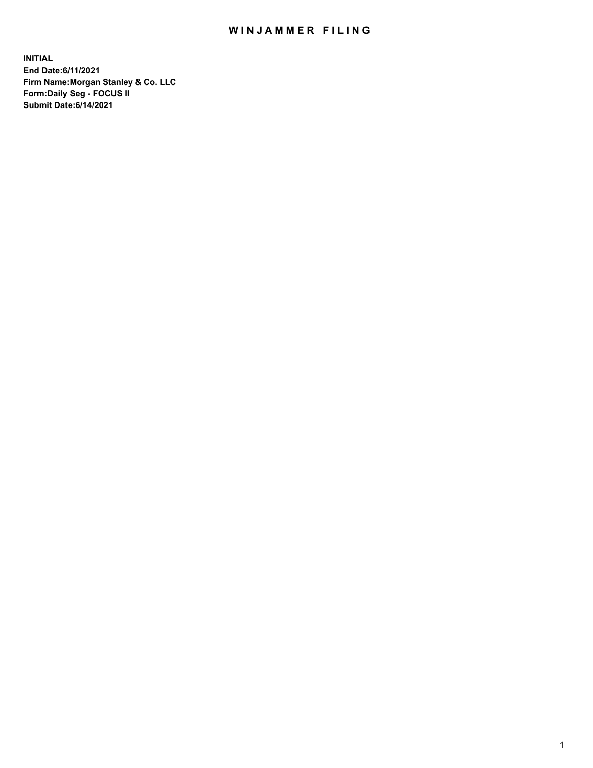# WINJAMMER FILING

**INITIAL**
**End Date:6/11/2021**
**Firm Name:Morgan Stanley & Co. LLC**
**Form:Daily Seg - FOCUS II**
**Submit Date:6/14/2021**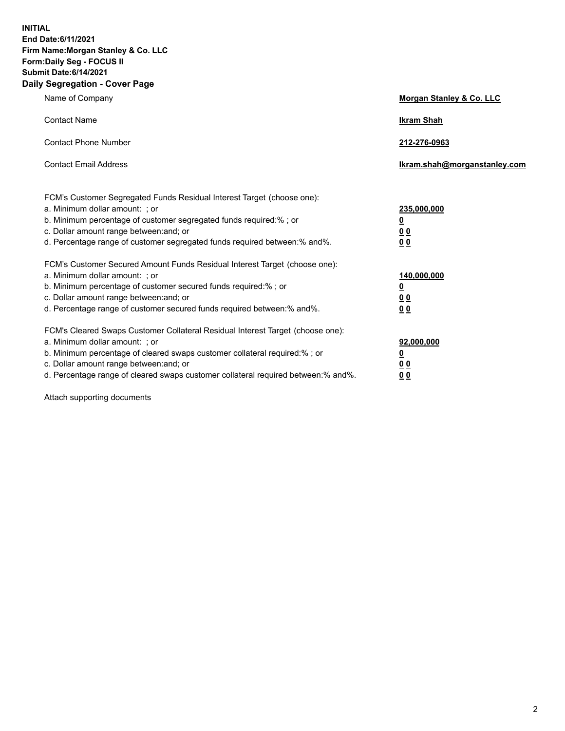**INITIAL**
**End Date:6/11/2021**
**Firm Name:Morgan Stanley & Co. LLC**
**Form:Daily Seg - FOCUS II**
**Submit Date:6/14/2021**

## Daily Segregation - Cover Page

| | |
|---|---|
| Name of Company | **Morgan Stanley & Co. LLC** |
| Contact Name | **Ikram Shah** |
| Contact Phone Number | **212-276-0963** |
| Contact Email Address | **Ikram.shah@morganstanley.com** |

FCM's Customer Segregated Funds Residual Interest Target (choose one):

| | |
|---|---|
| a. Minimum dollar amount: ; or | **235,000,000** |
| b. Minimum percentage of customer segregated funds required:% ; or | **0** |
| c. Dollar amount range between:and; or | **0 0** |
| d. Percentage range of customer segregated funds required between:% and%. | **0 0** |

FCM's Customer Secured Amount Funds Residual Interest Target (choose one):

| | |
|---|---|
| a. Minimum dollar amount: ; or | **140,000,000** |
| b. Minimum percentage of customer secured funds required:% ; or | **0** |
| c. Dollar amount range between:and; or | **0 0** |
| d. Percentage range of customer secured funds required between:% and%. | **0 0** |

FCM's Cleared Swaps Customer Collateral Residual Interest Target (choose one):

| | |
|---|---|
| a. Minimum dollar amount: ; or | **92,000,000** |
| b. Minimum percentage of cleared swaps customer collateral required:% ; or | **0** |
| c. Dollar amount range between:and; or | **0 0** |
| d. Percentage range of cleared swaps customer collateral required between:% and%. | **0 0** |

Attach supporting documents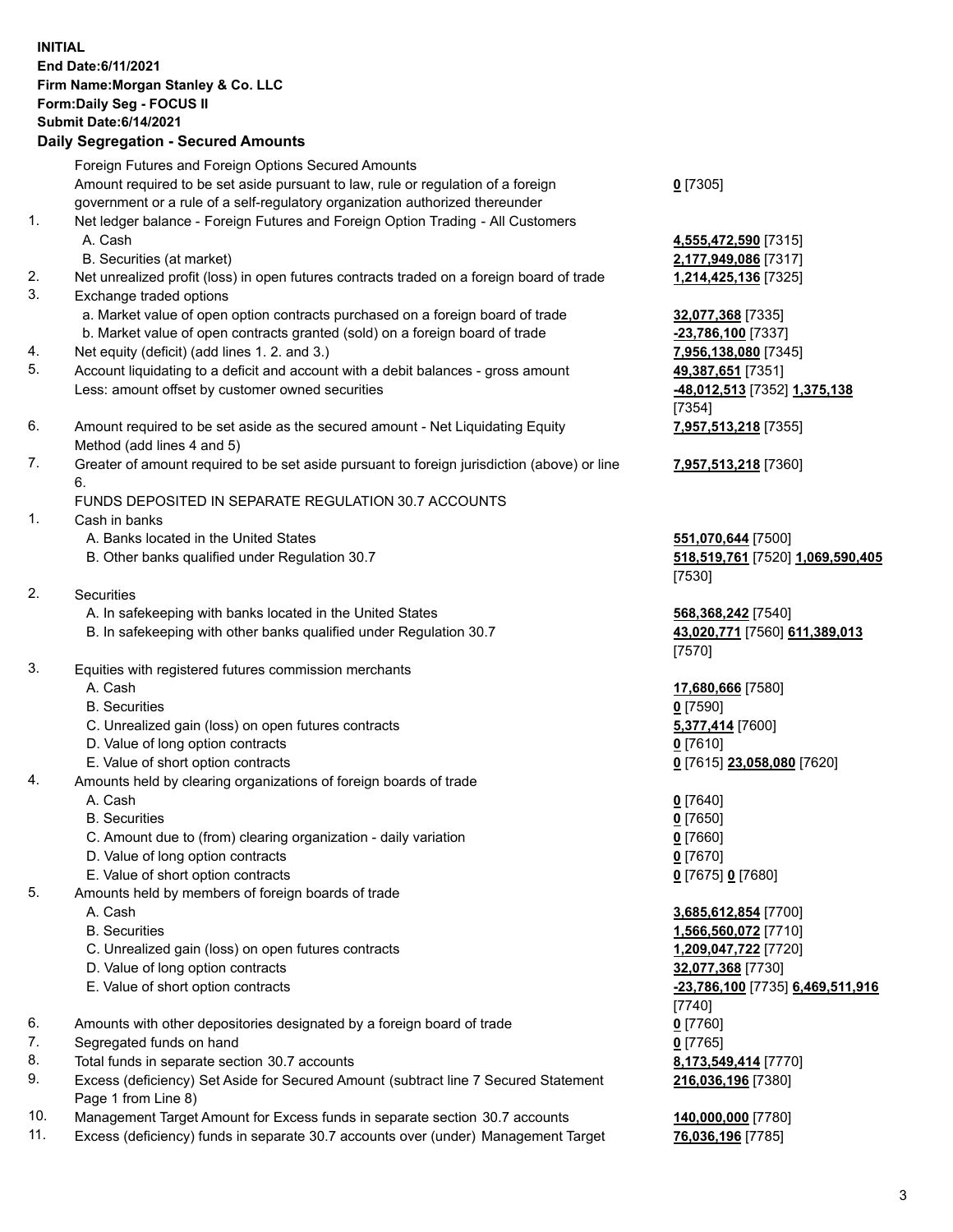**INITIAL**
**End Date:6/11/2021**
**Firm Name:Morgan Stanley & Co. LLC**
**Form:Daily Seg - FOCUS II**
**Submit Date:6/14/2021**

**Daily Segregation - Secured Amounts**

| | | |
|---|---|---|
| | Foreign Futures and Foreign Options Secured Amounts | |
| | Amount required to be set aside pursuant to law, rule or regulation of a foreign government or a rule of a self-regulatory organization authorized thereunder | **0** [7305] |
| 1. | Net ledger balance - Foreign Futures and Foreign Option Trading - All Customers | |
| | A. Cash | **4,555,472,590** [7315] |
| | B. Securities (at market) | **2,177,949,086** [7317] |
| 2. | Net unrealized profit (loss) in open futures contracts traded on a foreign board of trade | **1,214,425,136** [7325] |
| 3. | Exchange traded options | |
| | a. Market value of open option contracts purchased on a foreign board of trade | **32,077,368** [7335] |
| | b. Market value of open contracts granted (sold) on a foreign board of trade | **-23,786,100** [7337] |
| 4. | Net equity (deficit) (add lines 1. 2. and 3.) | **7,956,138,080** [7345] |
| 5. | Account liquidating to a deficit and account with a debit balances - gross amount | **49,387,651** [7351] |
| | Less: amount offset by customer owned securities | **-48,012,513** [7352] **1,375,138** [7354] |
| 6. | Amount required to be set aside as the secured amount - Net Liquidating Equity Method (add lines 4 and 5) | **7,957,513,218** [7355] |
| 7. | Greater of amount required to be set aside pursuant to foreign jurisdiction (above) or line 6. | **7,957,513,218** [7360] |
| | FUNDS DEPOSITED IN SEPARATE REGULATION 30.7 ACCOUNTS | |
| 1. | Cash in banks | |
| | A. Banks located in the United States | **551,070,644** [7500] |
| | B. Other banks qualified under Regulation 30.7 | **518,519,761** [7520] **1,069,590,405** [7530] |
| 2. | Securities | |
| | A. In safekeeping with banks located in the United States | **568,368,242** [7540] |
| | B. In safekeeping with other banks qualified under Regulation 30.7 | **43,020,771** [7560] **611,389,013** [7570] |
| 3. | Equities with registered futures commission merchants | |
| | A. Cash | **17,680,666** [7580] |
| | B. Securities | **0** [7590] |
| | C. Unrealized gain (loss) on open futures contracts | **5,377,414** [7600] |
| | D. Value of long option contracts | **0** [7610] |
| | E. Value of short option contracts | **0** [7615] **23,058,080** [7620] |
| 4. | Amounts held by clearing organizations of foreign boards of trade | |
| | A. Cash | **0** [7640] |
| | B. Securities | **0** [7650] |
| | C. Amount due to (from) clearing organization - daily variation | **0** [7660] |
| | D. Value of long option contracts | **0** [7670] |
| | E. Value of short option contracts | **0** [7675] **0** [7680] |
| 5. | Amounts held by members of foreign boards of trade | |
| | A. Cash | **3,685,612,854** [7700] |
| | B. Securities | **1,566,560,072** [7710] |
| | C. Unrealized gain (loss) on open futures contracts | **1,209,047,722** [7720] |
| | D. Value of long option contracts | **32,077,368** [7730] |
| | E. Value of short option contracts | **-23,786,100** [7735] **6,469,511,916** [7740] |
| 6. | Amounts with other depositories designated by a foreign board of trade | **0** [7760] |
| 7. | Segregated funds on hand | **0** [7765] |
| 8. | Total funds in separate section 30.7 accounts | **8,173,549,414** [7770] |
| 9. | Excess (deficiency) Set Aside for Secured Amount (subtract line 7 Secured Statement Page 1 from Line 8) | **216,036,196** [7380] |
| 10. | Management Target Amount for Excess funds in separate section 30.7 accounts | **140,000,000** [7780] |
| 11. | Excess (deficiency) funds in separate 30.7 accounts over (under) Management Target | **76,036,196** [7785] |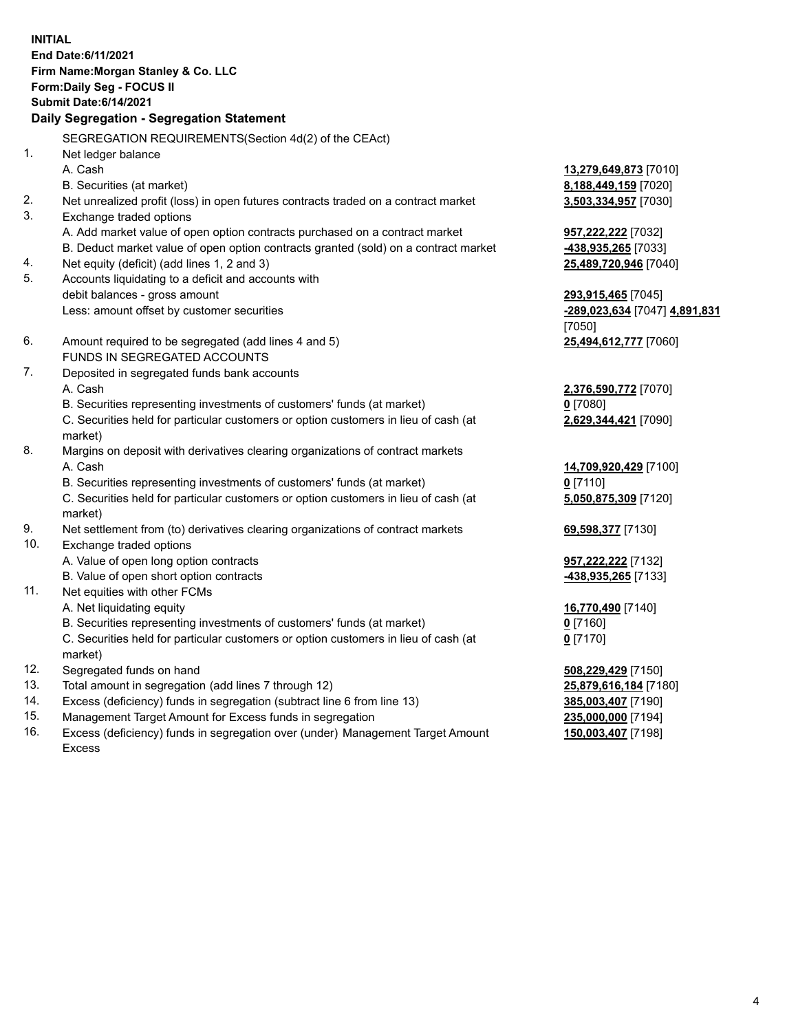**INITIAL**
**End Date:6/11/2021**
**Firm Name:Morgan Stanley & Co. LLC**
**Form:Daily Seg - FOCUS II**
**Submit Date:6/14/2021**

**Daily Segregation - Segregation Statement**

| | | |
|---|---|---|
| | SEGREGATION REQUIREMENTS(Section 4d(2) of the CEAct) | |
| 1. | Net ledger balance | |
| | A. Cash | **13,279,649,873** [7010] |
| | B. Securities (at market) | **8,188,449,159** [7020] |
| 2. | Net unrealized profit (loss) in open futures contracts traded on a contract market | **3,503,334,957** [7030] |
| 3. | Exchange traded options | |
| | A. Add market value of open option contracts purchased on a contract market | **957,222,222** [7032] |
| | B. Deduct market value of open option contracts granted (sold) on a contract market | **-438,935,265** [7033] |
| 4. | Net equity (deficit) (add lines 1, 2 and 3) | **25,489,720,946** [7040] |
| 5. | Accounts liquidating to a deficit and accounts with debit balances - gross amount | **293,915,465** [7045] |
| | Less: amount offset by customer securities | **-289,023,634** [7047] **4,891,831** [7050] |
| 6. | Amount required to be segregated (add lines 4 and 5) | **25,494,612,777** [7060] |
| | FUNDS IN SEGREGATED ACCOUNTS | |
| 7. | Deposited in segregated funds bank accounts | |
| | A. Cash | **2,376,590,772** [7070] |
| | B. Securities representing investments of customers' funds (at market) | **0** [7080] |
| | C. Securities held for particular customers or option customers in lieu of cash (at market) | **2,629,344,421** [7090] |
| 8. | Margins on deposit with derivatives clearing organizations of contract markets | |
| | A. Cash | **14,709,920,429** [7100] |
| | B. Securities representing investments of customers' funds (at market) | **0** [7110] |
| | C. Securities held for particular customers or option customers in lieu of cash (at market) | **5,050,875,309** [7120] |
| 9. | Net settlement from (to) derivatives clearing organizations of contract markets | **69,598,377** [7130] |
| 10. | Exchange traded options | |
| | A. Value of open long option contracts | **957,222,222** [7132] |
| | B. Value of open short option contracts | **-438,935,265** [7133] |
| 11. | Net equities with other FCMs | |
| | A. Net liquidating equity | **16,770,490** [7140] |
| | B. Securities representing investments of customers' funds (at market) | **0** [7160] |
| | C. Securities held for particular customers or option customers in lieu of cash (at market) | **0** [7170] |
| 12. | Segregated funds on hand | **508,229,429** [7150] |
| 13. | Total amount in segregation (add lines 7 through 12) | **25,879,616,184** [7180] |
| 14. | Excess (deficiency) funds in segregation (subtract line 6 from line 13) | **385,003,407** [7190] |
| 15. | Management Target Amount for Excess funds in segregation | **235,000,000** [7194] |
| 16. | Excess (deficiency) funds in segregation over (under) Management Target Amount Excess | **150,003,407** [7198] |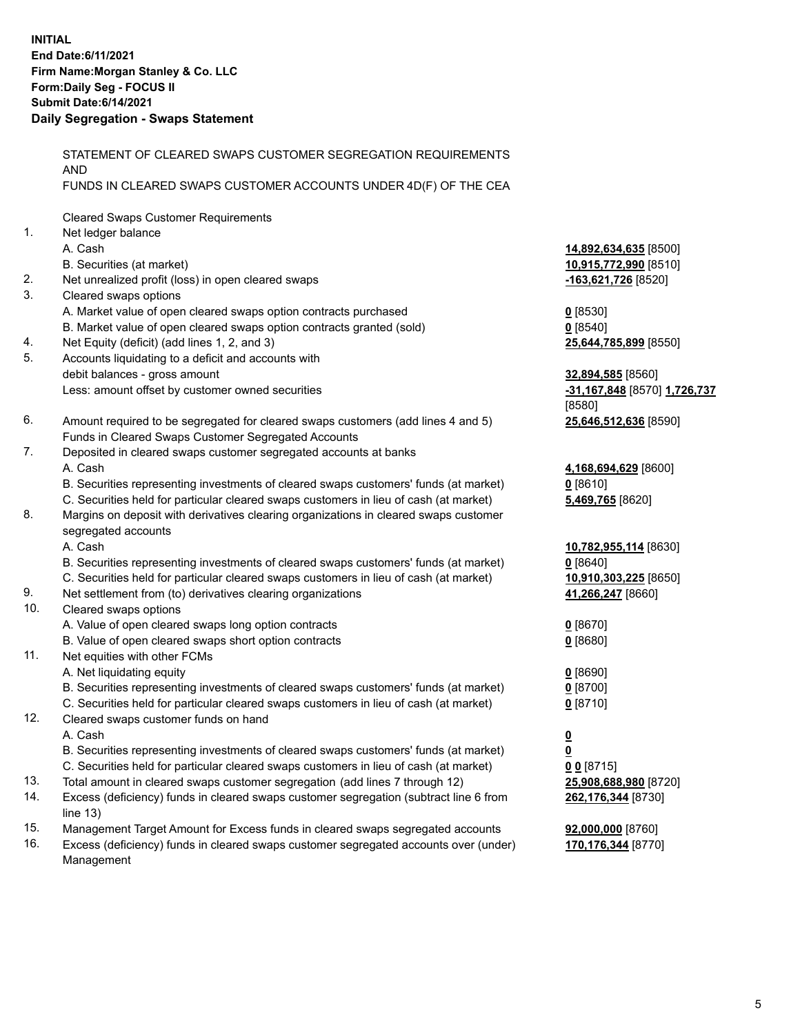**INITIAL**
**End Date:6/11/2021**
**Firm Name:Morgan Stanley & Co. LLC**
**Form:Daily Seg - FOCUS II**
**Submit Date:6/14/2021**
**Daily Segregation - Swaps Statement**

STATEMENT OF CLEARED SWAPS CUSTOMER SEGREGATION REQUIREMENTS AND FUNDS IN CLEARED SWAPS CUSTOMER ACCOUNTS UNDER 4D(F) OF THE CEA

| | | |
|---|---|---|
| | Cleared Swaps Customer Requirements | |
| 1. | Net ledger balance | |
| | A. Cash | **14,892,634,635** [8500] |
| | B. Securities (at market) | **10,915,772,990** [8510] |
| 2. | Net unrealized profit (loss) in open cleared swaps | **-163,621,726** [8520] |
| 3. | Cleared swaps options | |
| | A. Market value of open cleared swaps option contracts purchased | **0** [8530] |
| | B. Market value of open cleared swaps option contracts granted (sold) | **0** [8540] |
| 4. | Net Equity (deficit) (add lines 1, 2, and 3) | **25,644,785,899** [8550] |
| 5. | Accounts liquidating to a deficit and accounts with debit balances - gross amount | **32,894,585** [8560] |
| | Less: amount offset by customer owned securities | **-31,167,848** [8570] **1,726,737** [8580] |
| 6. | Amount required to be segregated for cleared swaps customers (add lines 4 and 5) | **25,646,512,636** [8590] |
| | Funds in Cleared Swaps Customer Segregated Accounts | |
| 7. | Deposited in cleared swaps customer segregated accounts at banks | |
| | A. Cash | **4,168,694,629** [8600] |
| | B. Securities representing investments of cleared swaps customers' funds (at market) | **0** [8610] |
| | C. Securities held for particular cleared swaps customers in lieu of cash (at market) | **5,469,765** [8620] |
| 8. | Margins on deposit with derivatives clearing organizations in cleared swaps customer segregated accounts | |
| | A. Cash | **10,782,955,114** [8630] |
| | B. Securities representing investments of cleared swaps customers' funds (at market) | **0** [8640] |
| | C. Securities held for particular cleared swaps customers in lieu of cash (at market) | **10,910,303,225** [8650] |
| 9. | Net settlement from (to) derivatives clearing organizations | **41,266,247** [8660] |
| 10. | Cleared swaps options | |
| | A. Value of open cleared swaps long option contracts | **0** [8670] |
| | B. Value of open cleared swaps short option contracts | **0** [8680] |
| 11. | Net equities with other FCMs | |
| | A. Net liquidating equity | **0** [8690] |
| | B. Securities representing investments of cleared swaps customers' funds (at market) | **0** [8700] |
| | C. Securities held for particular cleared swaps customers in lieu of cash (at market) | **0** [8710] |
| 12. | Cleared swaps customer funds on hand | |
| | A. Cash | **0** |
| | B. Securities representing investments of cleared swaps customers' funds (at market) | **0** |
| | C. Securities held for particular cleared swaps customers in lieu of cash (at market) | **0** **0** [8715] |
| 13. | Total amount in cleared swaps customer segregation (add lines 7 through 12) | **25,908,688,980** [8720] |
| 14. | Excess (deficiency) funds in cleared swaps customer segregation (subtract line 6 from line 13) | **262,176,344** [8730] |
| 15. | Management Target Amount for Excess funds in cleared swaps segregated accounts | **92,000,000** [8760] |
| 16. | Excess (deficiency) funds in cleared swaps customer segregated accounts over (under) Management | **170,176,344** [8770] |